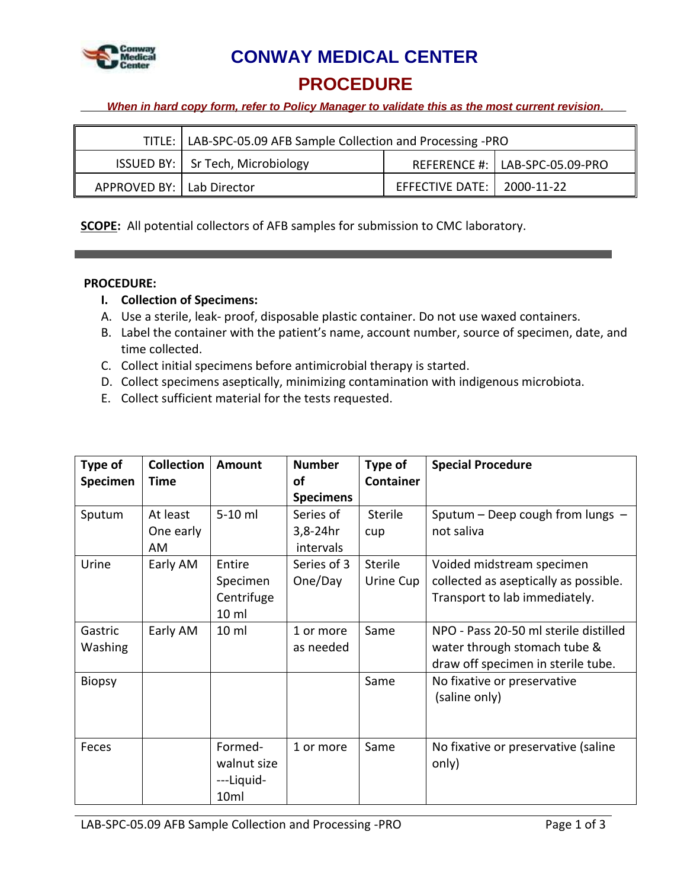# CONWAY MEDICAL CENTER

## PROCEDURE

***When in hard copy form, refer to Policy Manager to validate this as the most current revision.***

| TITLE: | LAB-SPC-05.09 AFB Sample Collection and Processing -PRO | | |
|---|---|---|---|
| ISSUED BY: | Sr Tech, Microbiology | REFERENCE #: | LAB-SPC-05.09-PRO |
| APPROVED BY: | Lab Director | EFFECTIVE DATE: | 2000-11-22 |

**SCOPE:** All potential collectors of AFB samples for submission to CMC laboratory.

**PROCEDURE:**

**I. Collection of Specimens:**

A. Use a sterile, leak- proof, disposable plastic container. Do not use waxed containers.

B. Label the container with the patient's name, account number, source of specimen, date, and time collected.

C. Collect initial specimens before antimicrobial therapy is started.

D. Collect specimens aseptically, minimizing contamination with indigenous microbiota.

E. Collect sufficient material for the tests requested.

| Type of Specimen | Collection Time | Amount | Number of Specimens | Type of Container | Special Procedure |
|---|---|---|---|---|---|
| Sputum | At least One early AM | 5-10 ml | Series of 3,8-24hr intervals | Sterile cup | Sputum – Deep cough from lungs – not saliva |
| Urine | Early AM | Entire Specimen Centrifuge 10 ml | Series of 3 One/Day | Sterile Urine Cup | Voided midstream specimen collected as aseptically as possible. Transport to lab immediately. |
| Gastric Washing | Early AM | 10 ml | 1 or more as needed | Same | NPO - Pass 20-50 ml sterile distilled water through stomach tube & draw off specimen in sterile tube. |
| Biopsy | | | | Same | No fixative or preservative (saline only) |
| Feces | | Formed- walnut size ---Liquid- 10ml | 1 or more | Same | No fixative or preservative (saline only) |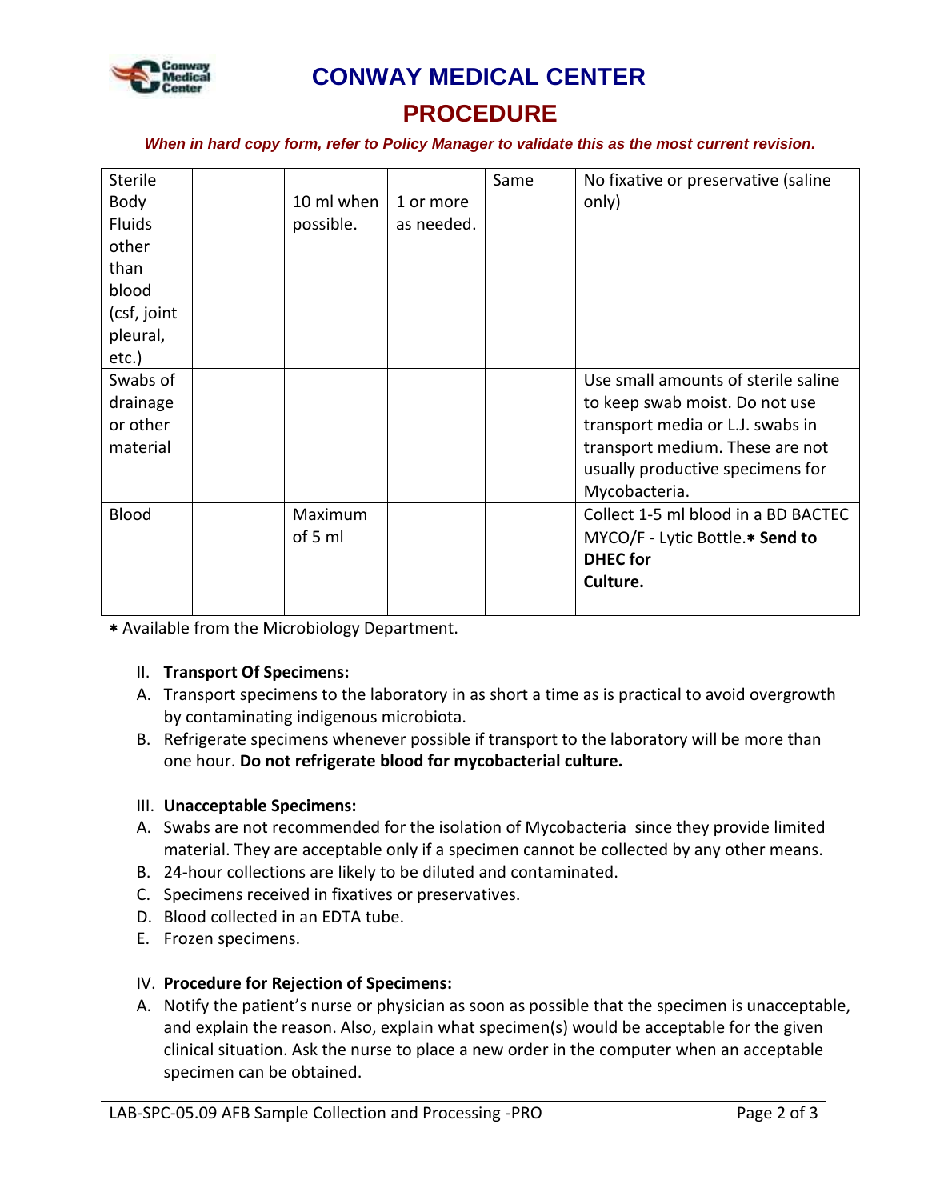| | | | | | |
|---|---|---|---|---|---|
| Sterile Body Fluids other than blood (csf, joint pleural, etc.) | | 10 ml when possible. | 1 or more as needed. | Same | No fixative or preservative (saline only) |
| Swabs of drainage or other material | | | | | Use small amounts of sterile saline to keep swab moist. Do not use transport media or L.J. swabs in transport medium. These are not usually productive specimens for Mycobacteria. |
| Blood | | Maximum of 5 ml | | | Collect 1-5 ml blood in a BD BACTEC MYCO/F - Lytic Bottle.∗ **Send to DHEC for Culture.** |

∗ Available from the Microbiology Department.

II. **Transport Of Specimens:**

A. Transport specimens to the laboratory in as short a time as is practical to avoid overgrowth by contaminating indigenous microbiota.

B. Refrigerate specimens whenever possible if transport to the laboratory will be more than one hour. **Do not refrigerate blood for mycobacterial culture.**

III. **Unacceptable Specimens:**

A. Swabs are not recommended for the isolation of Mycobacteria since they provide limited material. They are acceptable only if a specimen cannot be collected by any other means.

B. 24-hour collections are likely to be diluted and contaminated.

C. Specimens received in fixatives or preservatives.

D. Blood collected in an EDTA tube.

E. Frozen specimens.

IV. **Procedure for Rejection of Specimens:**

A. Notify the patient's nurse or physician as soon as possible that the specimen is unacceptable, and explain the reason. Also, explain what specimen(s) would be acceptable for the given clinical situation. Ask the nurse to place a new order in the computer when an acceptable specimen can be obtained.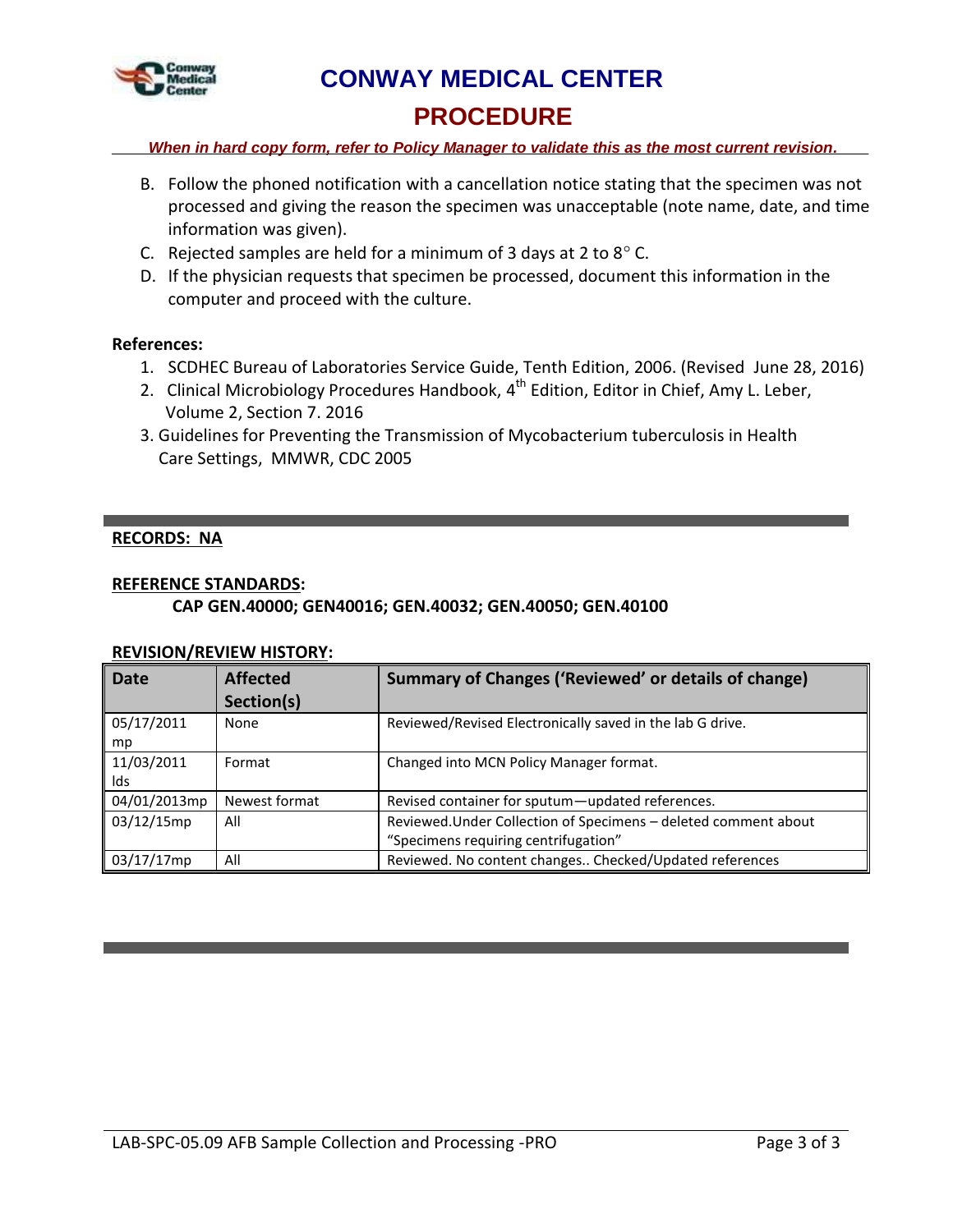B. Follow the phoned notification with a cancellation notice stating that the specimen was not processed and giving the reason the specimen was unacceptable (note name, date, and time information was given).

C. Rejected samples are held for a minimum of 3 days at 2 to 8° C.

D. If the physician requests that specimen be processed, document this information in the computer and proceed with the culture.

**References:**

1. SCDHEC Bureau of Laboratories Service Guide, Tenth Edition, 2006. (Revised June 28, 2016)
2. Clinical Microbiology Procedures Handbook, 4th Edition, Editor in Chief, Amy L. Leber, Volume 2, Section 7. 2016
3. Guidelines for Preventing the Transmission of Mycobacterium tuberculosis in Health Care Settings, MMWR, CDC 2005

---

**RECORDS: NA**

**REFERENCE STANDARDS:**

**CAP GEN.40000; GEN40016; GEN.40032; GEN.40050; GEN.40100**

**REVISION/REVIEW HISTORY:**

| Date | Affected Section(s) | Summary of Changes ('Reviewed' or details of change) |
|---|---|---|
| 05/17/2011 mp | None | Reviewed/Revised Electronically saved in the lab G drive. |
| 11/03/2011 lds | Format | Changed into MCN Policy Manager format. |
| 04/01/2013mp | Newest format | Revised container for sputum—updated references. |
| 03/12/15mp | All | Reviewed.Under Collection of Specimens – deleted comment about "Specimens requiring centrifugation" |
| 03/17/17mp | All | Reviewed. No content changes.. Checked/Updated references |

---